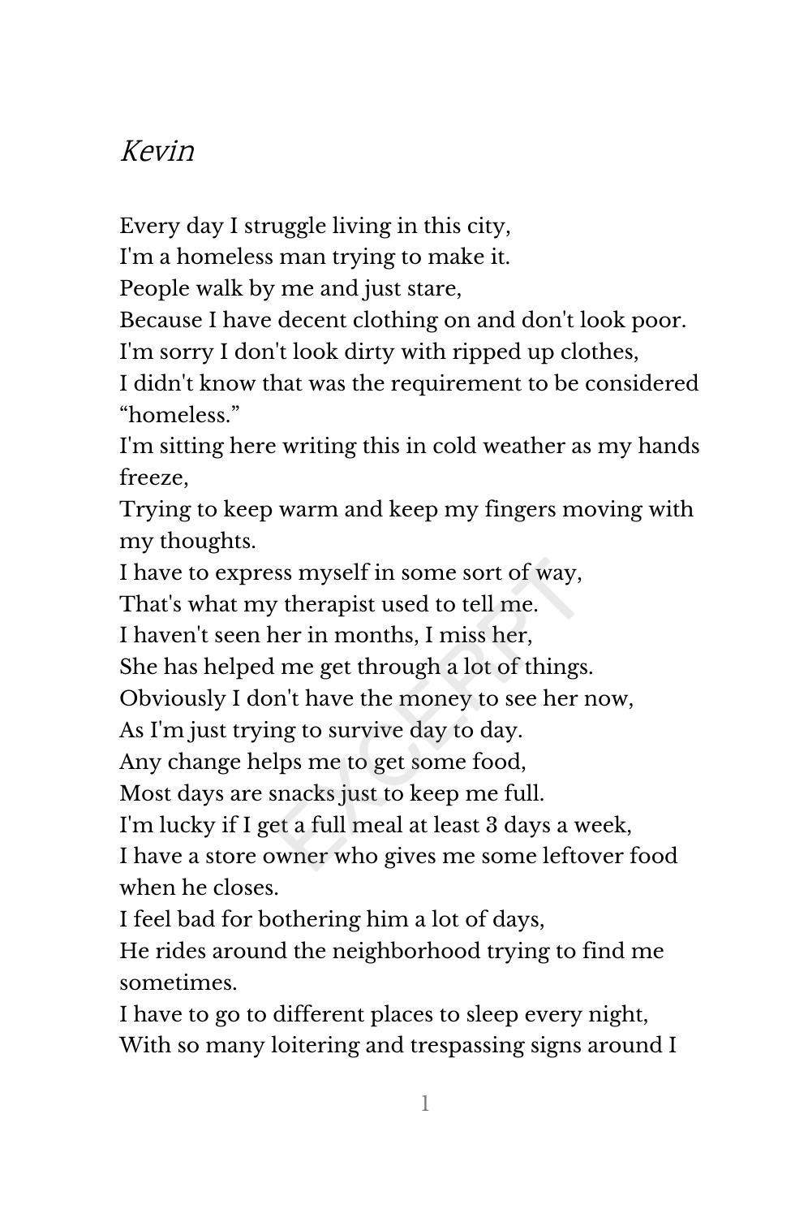# *Kevin*

Every day I struggle living in this city,  
I'm a homeless man trying to make it.  
People walk by me and just stare,  
Because I have decent clothing on and don't look poor.  
I'm sorry I don't look dirty with ripped up clothes,  
I didn't know that was the requirement to be considered "homeless."  
I'm sitting here writing this in cold weather as my hands freeze,  
Trying to keep warm and keep my fingers moving with my thoughts.  
I have to express myself in some sort of way,  
That's what my therapist used to tell me.  
I haven't seen her in months, I miss her,  
She has helped me get through a lot of things.  
Obviously I don't have the money to see her now,  
As I'm just trying to survive day to day.  
Any change helps me to get some food,  
Most days are snacks just to keep me full.  
I'm lucky if I get a full meal at least 3 days a week,  
I have a store owner who gives me some leftover food when he closes.  
I feel bad for bothering him a lot of days,  
He rides around the neighborhood trying to find me sometimes.  
I have to go to different places to sleep every night,  
With so many loitering and trespassing signs around I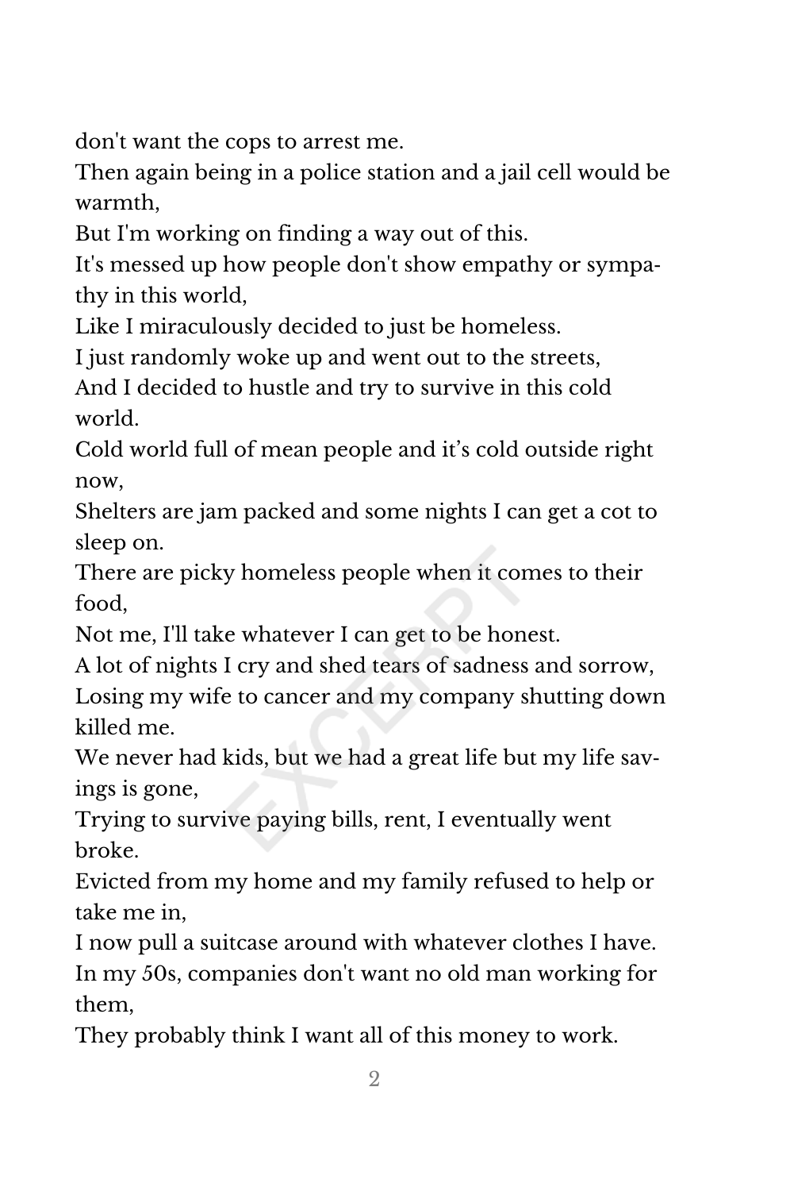don't want the cops to arrest me.
Then again being in a police station and a jail cell would be warmth,
But I'm working on finding a way out of this.
It's messed up how people don't show empathy or sympathy in this world,
Like I miraculously decided to just be homeless.
I just randomly woke up and went out to the streets,
And I decided to hustle and try to survive in this cold world.
Cold world full of mean people and it's cold outside right now,
Shelters are jam packed and some nights I can get a cot to sleep on.
There are picky homeless people when it comes to their food,
Not me, I'll take whatever I can get to be honest.
A lot of nights I cry and shed tears of sadness and sorrow,
Losing my wife to cancer and my company shutting down killed me.
We never had kids, but we had a great life but my life savings is gone,
Trying to survive paying bills, rent, I eventually went broke.
Evicted from my home and my family refused to help or take me in,
I now pull a suitcase around with whatever clothes I have.
In my 50s, companies don't want no old man working for them,
They probably think I want all of this money to work.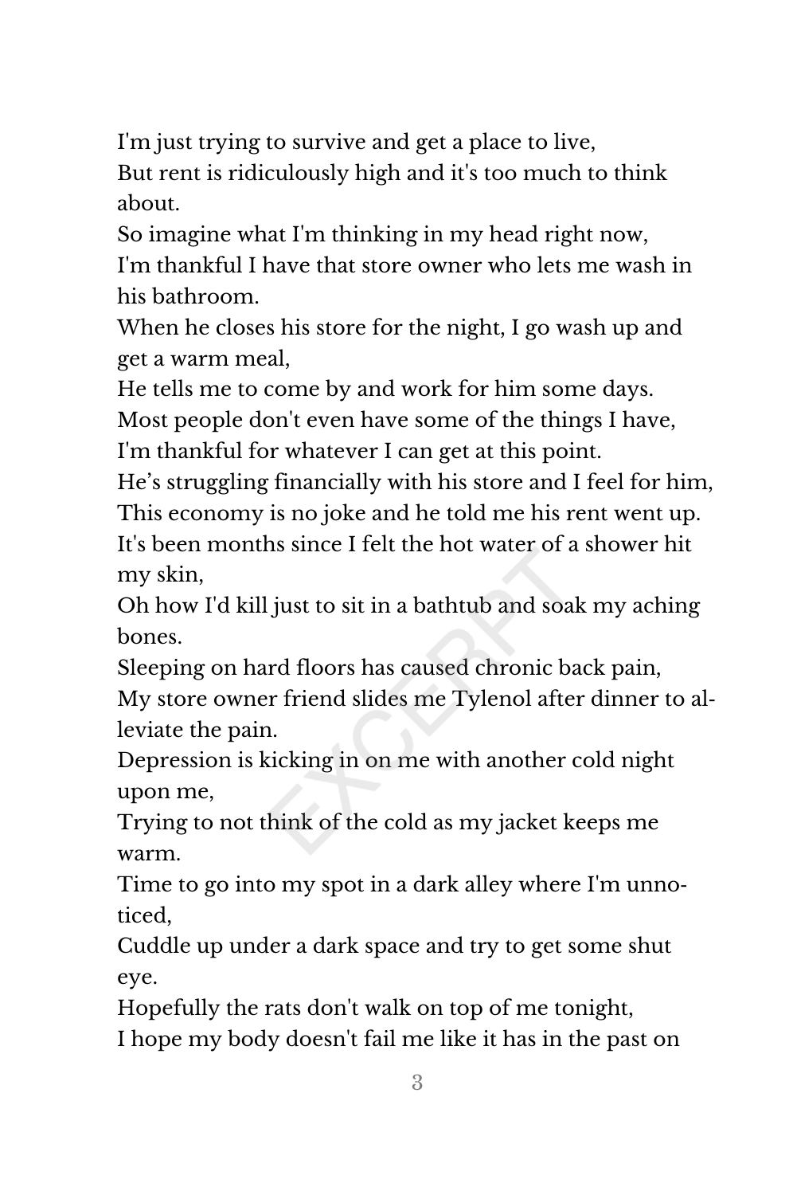I'm just trying to survive and get a place to live,
But rent is ridiculously high and it's too much to think about.
So imagine what I'm thinking in my head right now,
I'm thankful I have that store owner who lets me wash in his bathroom.
When he closes his store for the night, I go wash up and get a warm meal,
He tells me to come by and work for him some days.
Most people don't even have some of the things I have,
I'm thankful for whatever I can get at this point.
He's struggling financially with his store and I feel for him,
This economy is no joke and he told me his rent went up.
It's been months since I felt the hot water of a shower hit my skin,
Oh how I'd kill just to sit in a bathtub and soak my aching bones.
Sleeping on hard floors has caused chronic back pain,
My store owner friend slides me Tylenol after dinner to alleviate the pain.
Depression is kicking in on me with another cold night upon me,
Trying to not think of the cold as my jacket keeps me warm.
Time to go into my spot in a dark alley where I'm unnoticed,
Cuddle up under a dark space and try to get some shut eye.
Hopefully the rats don't walk on top of me tonight,
I hope my body doesn't fail me like it has in the past on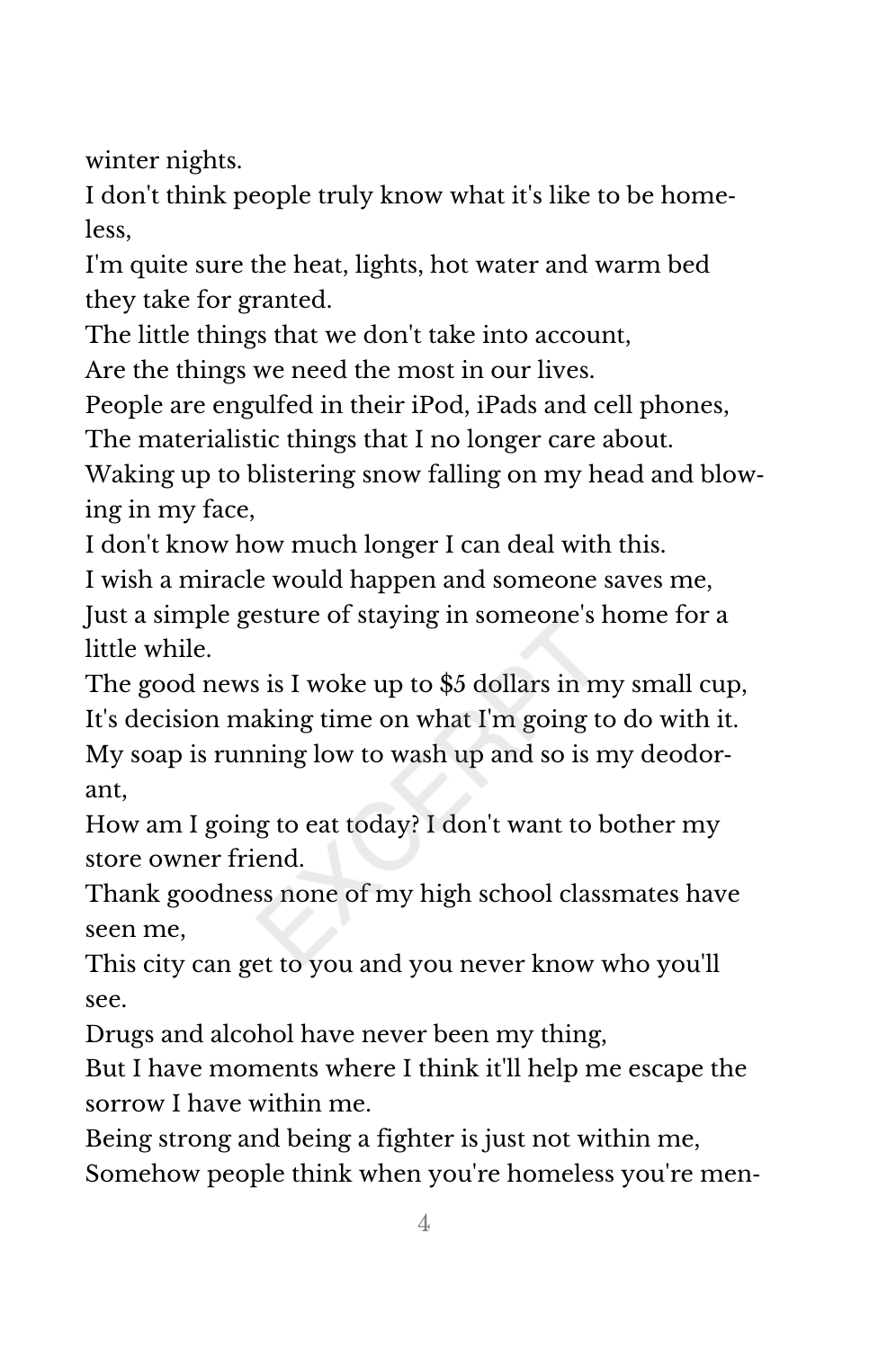winter nights.
I don't think people truly know what it's like to be homeless,
I'm quite sure the heat, lights, hot water and warm bed they take for granted.
The little things that we don't take into account,
Are the things we need the most in our lives.
People are engulfed in their iPod, iPads and cell phones,
The materialistic things that I no longer care about.
Waking up to blistering snow falling on my head and blowing in my face,
I don't know how much longer I can deal with this.
I wish a miracle would happen and someone saves me,
Just a simple gesture of staying in someone's home for a little while.
The good news is I woke up to $5 dollars in my small cup,
It's decision making time on what I'm going to do with it.
My soap is running low to wash up and so is my deodorant,
How am I going to eat today? I don't want to bother my store owner friend.
Thank goodness none of my high school classmates have seen me,
This city can get to you and you never know who you'll see.
Drugs and alcohol have never been my thing,
But I have moments where I think it'll help me escape the sorrow I have within me.
Being strong and being a fighter is just not within me,
Somehow people think when you're homeless you're men-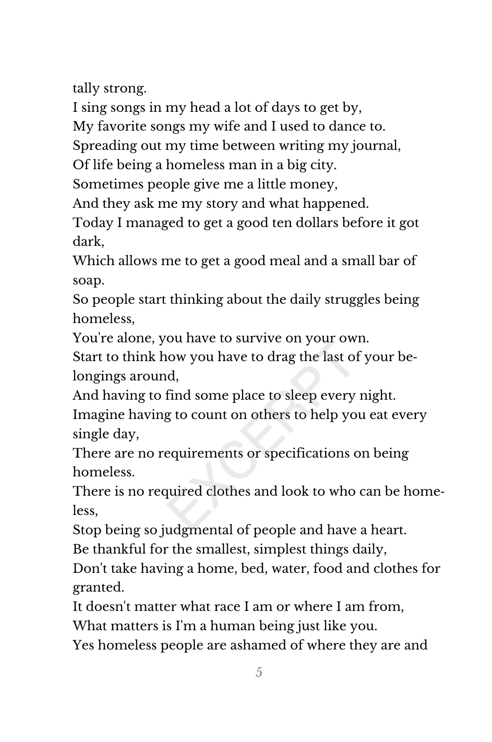tally strong.

I sing songs in my head a lot of days to get by,
My favorite songs my wife and I used to dance to.
Spreading out my time between writing my journal,
Of life being a homeless man in a big city.
Sometimes people give me a little money,
And they ask me my story and what happened.
Today I managed to get a good ten dollars before it got dark,
Which allows me to get a good meal and a small bar of soap.
So people start thinking about the daily struggles being homeless,
You're alone, you have to survive on your own.
Start to think how you have to drag the last of your belongings around,
And having to find some place to sleep every night.
Imagine having to count on others to help you eat every single day,
There are no requirements or specifications on being homeless.
There is no required clothes and look to who can be homeless,
Stop being so judgmental of people and have a heart.
Be thankful for the smallest, simplest things daily,
Don't take having a home, bed, water, food and clothes for granted.
It doesn't matter what race I am or where I am from,
What matters is I'm a human being just like you.
Yes homeless people are ashamed of where they are and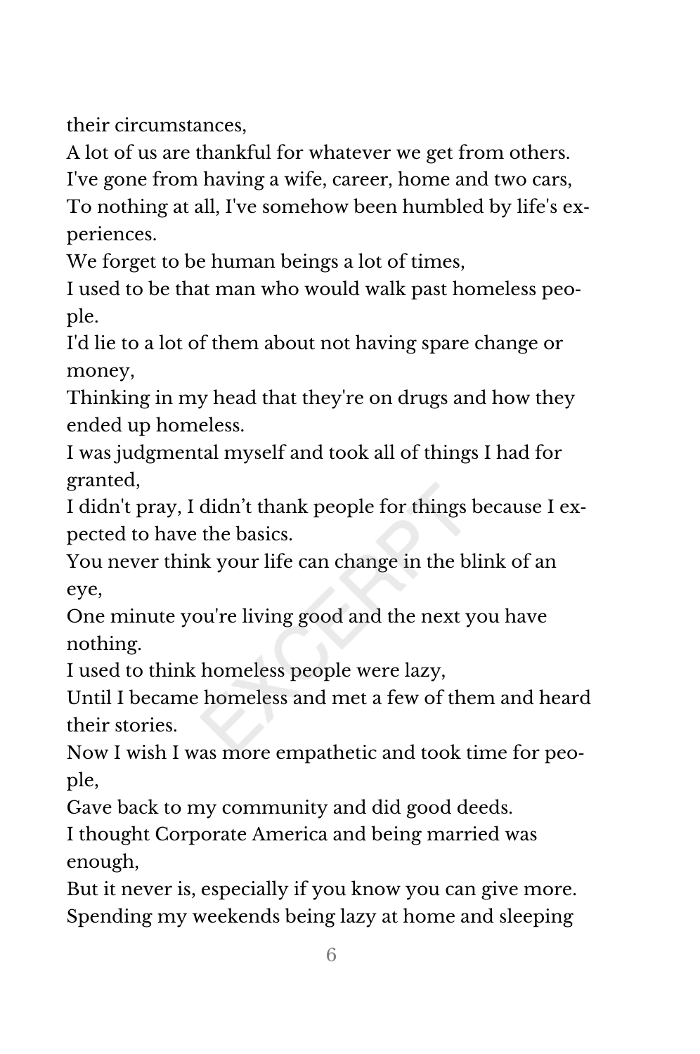their circumstances,
A lot of us are thankful for whatever we get from others.
I've gone from having a wife, career, home and two cars,
To nothing at all, I've somehow been humbled by life's experiences.
We forget to be human beings a lot of times,
I used to be that man who would walk past homeless people.
I'd lie to a lot of them about not having spare change or money,
Thinking in my head that they're on drugs and how they ended up homeless.
I was judgmental myself and took all of things I had for granted,
I didn't pray, I didn’t thank people for things because I expected to have the basics.
You never think your life can change in the blink of an eye,
One minute you're living good and the next you have nothing.
I used to think homeless people were lazy,
Until I became homeless and met a few of them and heard their stories.
Now I wish I was more empathetic and took time for people,
Gave back to my community and did good deeds.
I thought Corporate America and being married was enough,
But it never is, especially if you know you can give more.
Spending my weekends being lazy at home and sleeping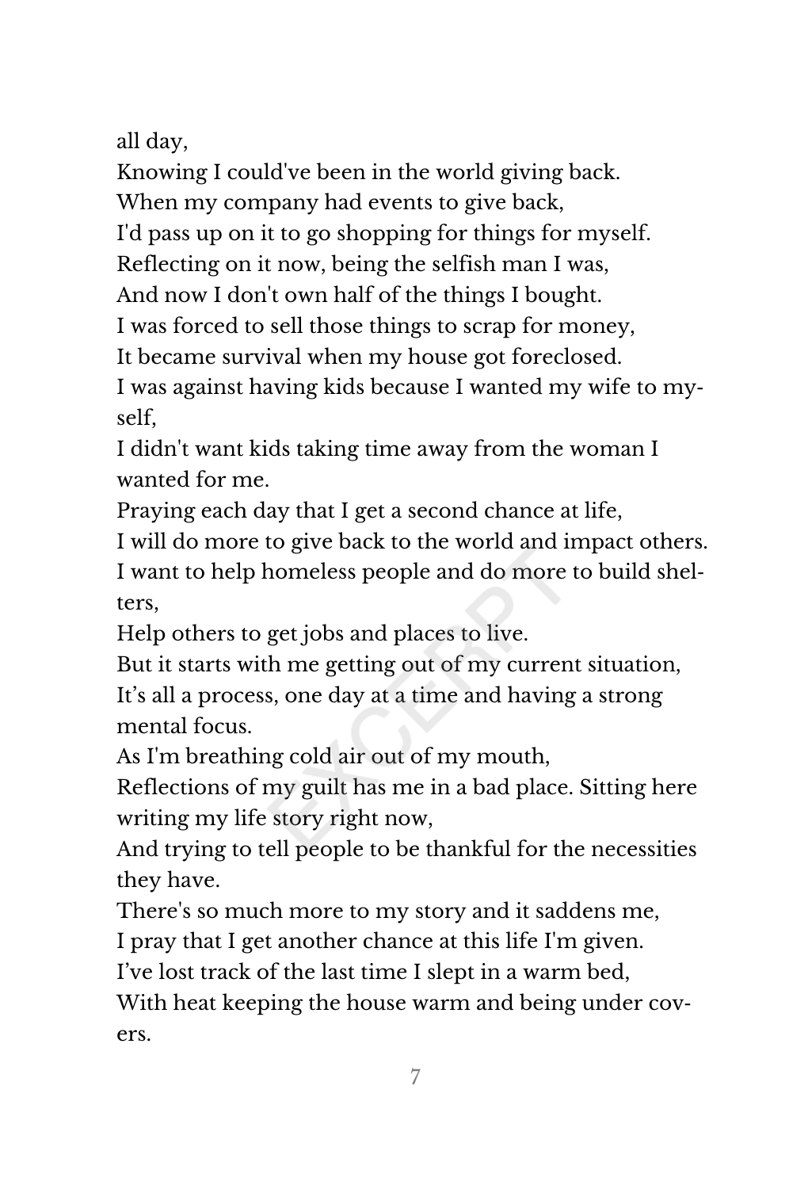all day,
Knowing I could've been in the world giving back.
When my company had events to give back,
I'd pass up on it to go shopping for things for myself.
Reflecting on it now, being the selfish man I was,
And now I don't own half of the things I bought.
I was forced to sell those things to scrap for money,
It became survival when my house got foreclosed.
I was against having kids because I wanted my wife to myself,
I didn't want kids taking time away from the woman I wanted for me.
Praying each day that I get a second chance at life,
I will do more to give back to the world and impact others.
I want to help homeless people and do more to build shelters,
Help others to get jobs and places to live.
But it starts with me getting out of my current situation,
It's all a process, one day at a time and having a strong mental focus.
As I'm breathing cold air out of my mouth,
Reflections of my guilt has me in a bad place. Sitting here writing my life story right now,
And trying to tell people to be thankful for the necessities they have.
There's so much more to my story and it saddens me,
I pray that I get another chance at this life I'm given.
I've lost track of the last time I slept in a warm bed,
With heat keeping the house warm and being under covers.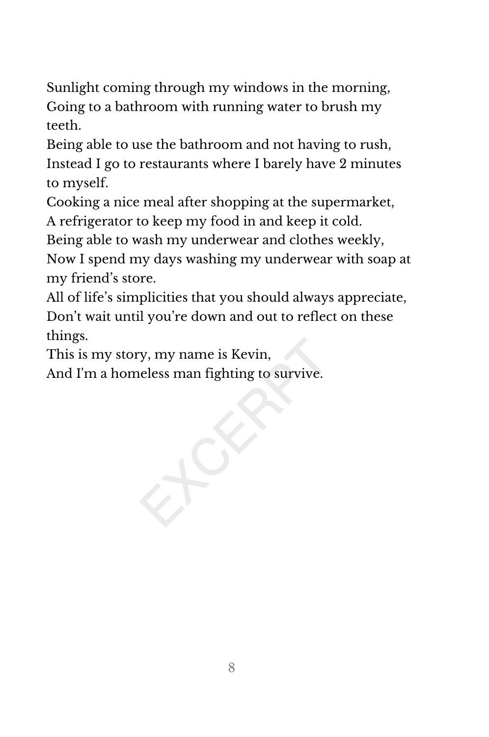Sunlight coming through my windows in the morning,
Going to a bathroom with running water to brush my teeth.
Being able to use the bathroom and not having to rush,
Instead I go to restaurants where I barely have 2 minutes to myself.
Cooking a nice meal after shopping at the supermarket,
A refrigerator to keep my food in and keep it cold.
Being able to wash my underwear and clothes weekly,
Now I spend my days washing my underwear with soap at my friend's store.
All of life's simplicities that you should always appreciate,
Don't wait until you're down and out to reflect on these things.
This is my story, my name is Kevin,
And I'm a homeless man fighting to survive.